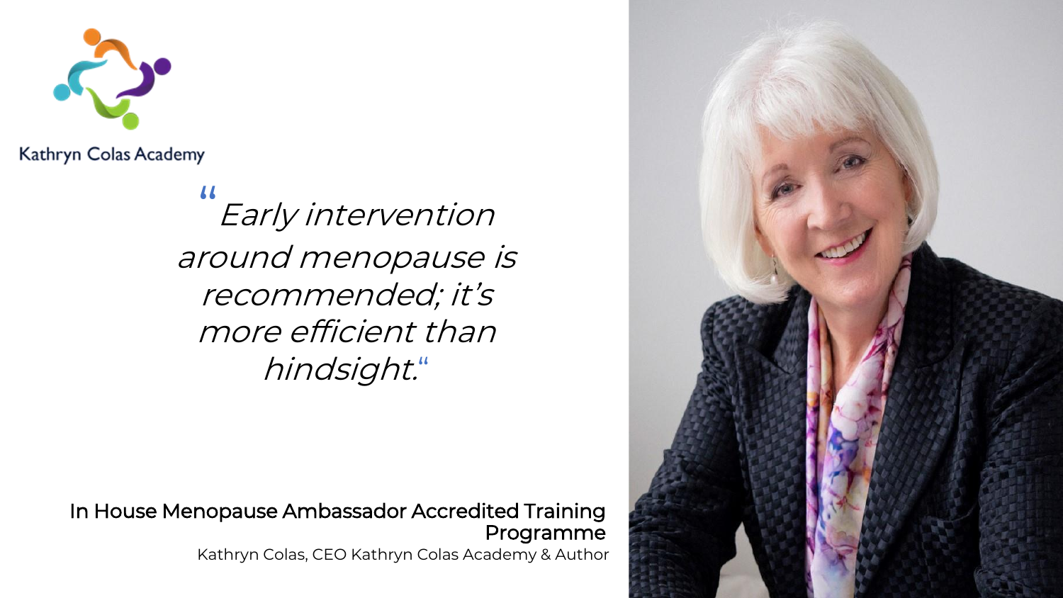Kathryn Colas Academy

> *"Early intervention around menopause is recommended; it's more efficient than hindsight."*

**In House Menopause Ambassador Accredited Training Programme**

Kathryn Colas, CEO Kathryn Colas Academy & Author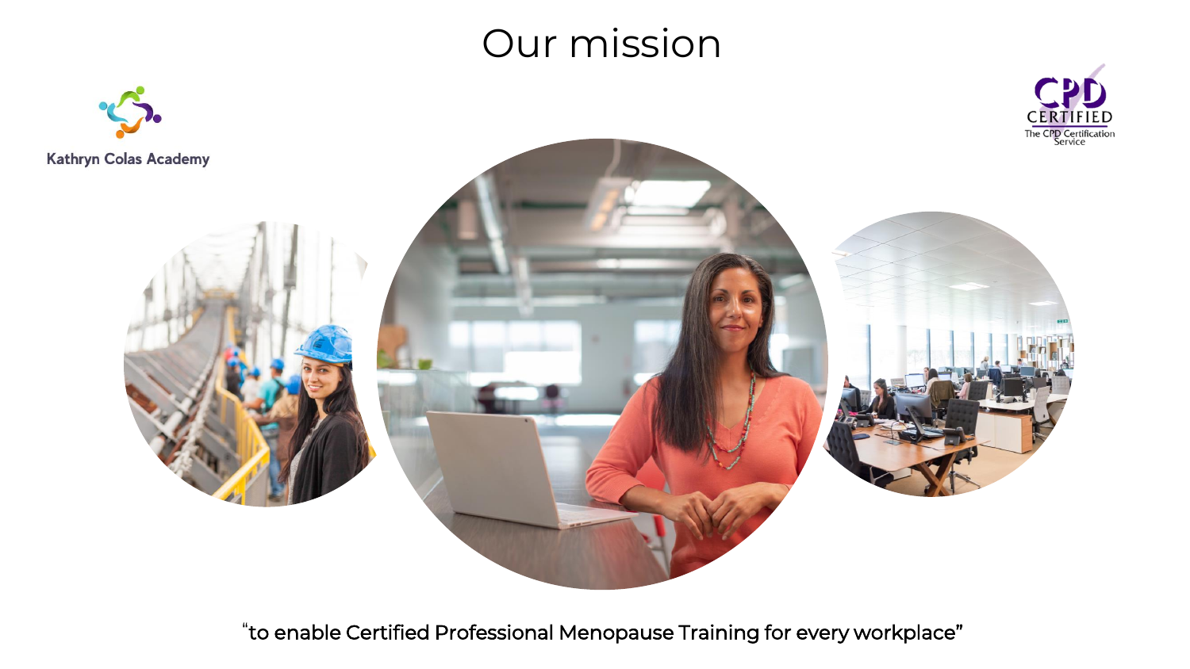# Our mission

Kathryn Colas Academy

CERTIFIED
The CPD Certification Service

"to enable Certified Professional Menopause Training for every workplace"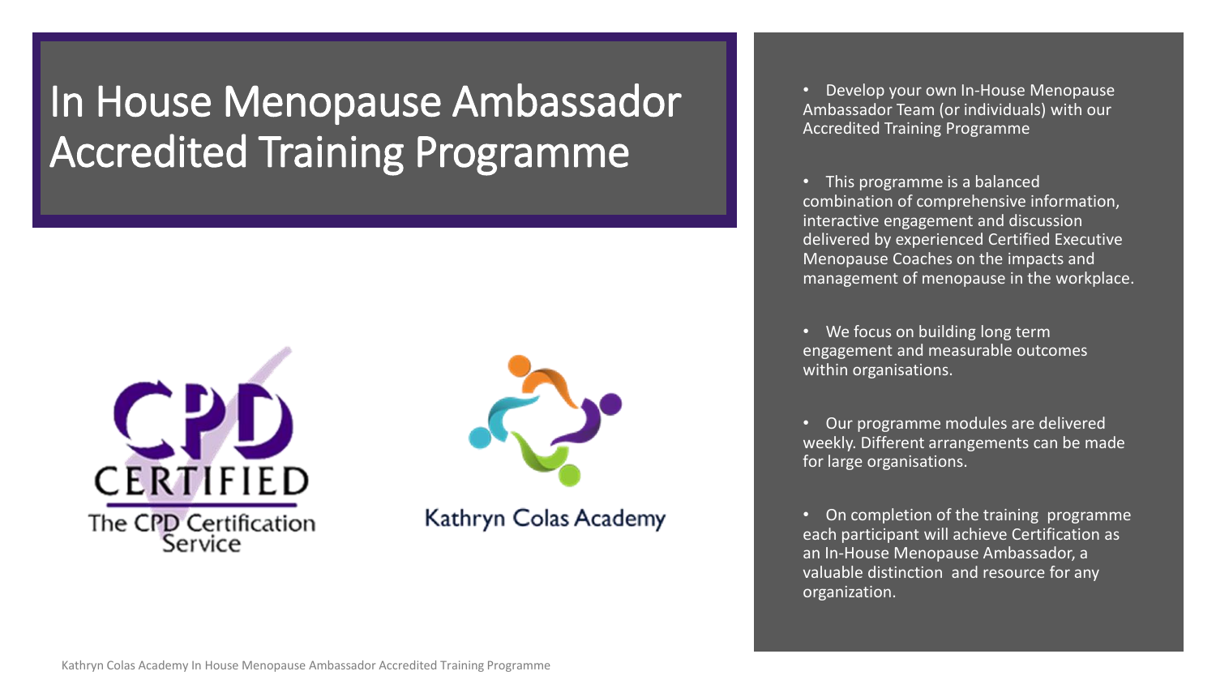# In House Menopause Ambassador Accredited Training Programme

CPD CERTIFIED
The CPD Certification Service

Kathryn Colas Academy

- Develop your own In-House Menopause Ambassador Team (or individuals) with our Accredited Training Programme
- This programme is a balanced combination of comprehensive information, interactive engagement and discussion delivered by experienced Certified Executive Menopause Coaches on the impacts and management of menopause in the workplace.
- We focus on building long term engagement and measurable outcomes within organisations.
- Our programme modules are delivered weekly. Different arrangements can be made for large organisations.
- On completion of the training programme each participant will achieve Certification as an In-House Menopause Ambassador, a valuable distinction and resource for any organization.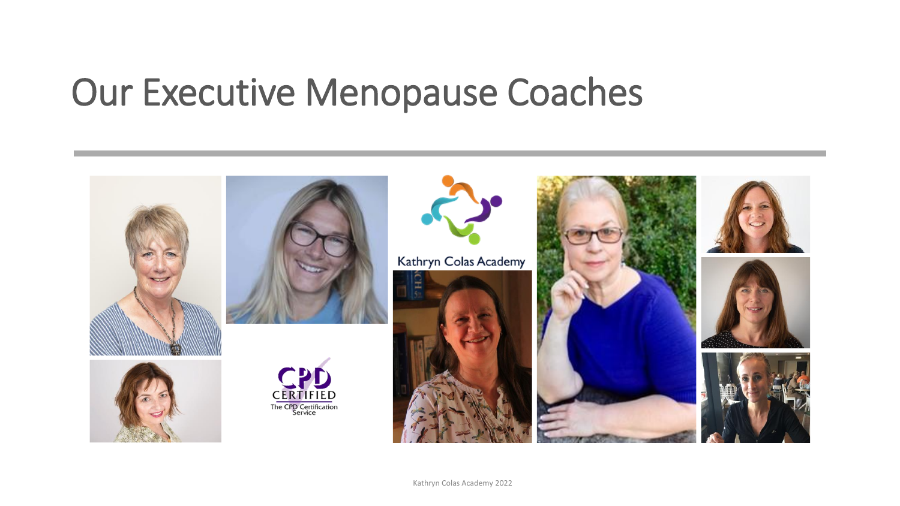# Our Executive Menopause Coaches

Kathryn Colas Academy

CPD CERTIFIED
The CPD Certification Service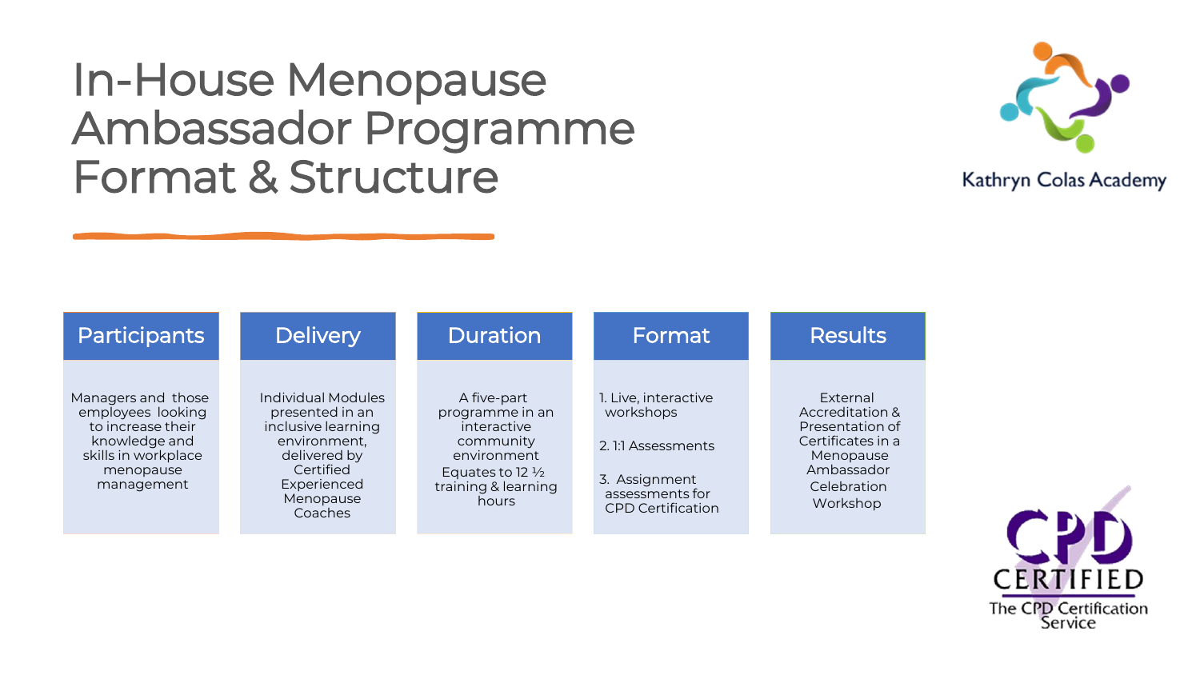# In-House Menopause Ambassador Programme Format & Structure

Kathryn Colas Academy

| Participants | Delivery | Duration | Format | Results |
| --- | --- | --- | --- | --- |
| Managers and those employees looking to increase their knowledge and skills in workplace menopause management | Individual Modules presented in an inclusive learning environment, delivered by Certified Experienced Menopause Coaches | A five-part programme in an interactive community environment Equates to 12 ½ training & learning hours | 1. Live, interactive workshops<br><br>2. 1:1 Assessments<br><br>3. Assignment assessments for CPD Certification | External Accreditation & Presentation of Certificates in a Menopause Ambassador Celebration Workshop |

CPD CERTIFIED
The CPD Certification Service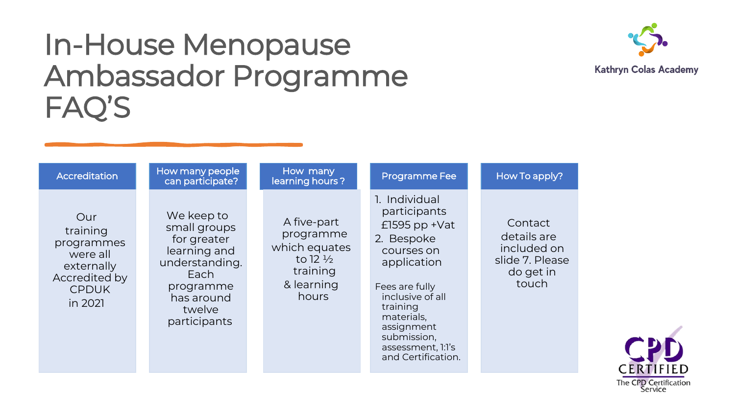# In-House Menopause Ambassador Programme FAQ'S

Kathryn Colas Academy

| Accreditation | How many people can participate? | How many learning hours? | Programme Fee | How To apply? |
|---|---|---|---|---|
| Our training programmes were all externally Accredited by CPDUK in 2021 | We keep to small groups for greater learning and understanding. Each programme has around twelve participants | A five-part programme which equates to 12 ½ training & learning hours | 1. Individual participants £1595 pp +Vat<br>2. Bespoke courses on application<br><br>Fees are fully inclusive of all training materials, assignment submission, assessment, 1:1's and Certification. | Contact details are included on slide 7. Please do get in touch |

CPD CERTIFIED
The CPD Certification Service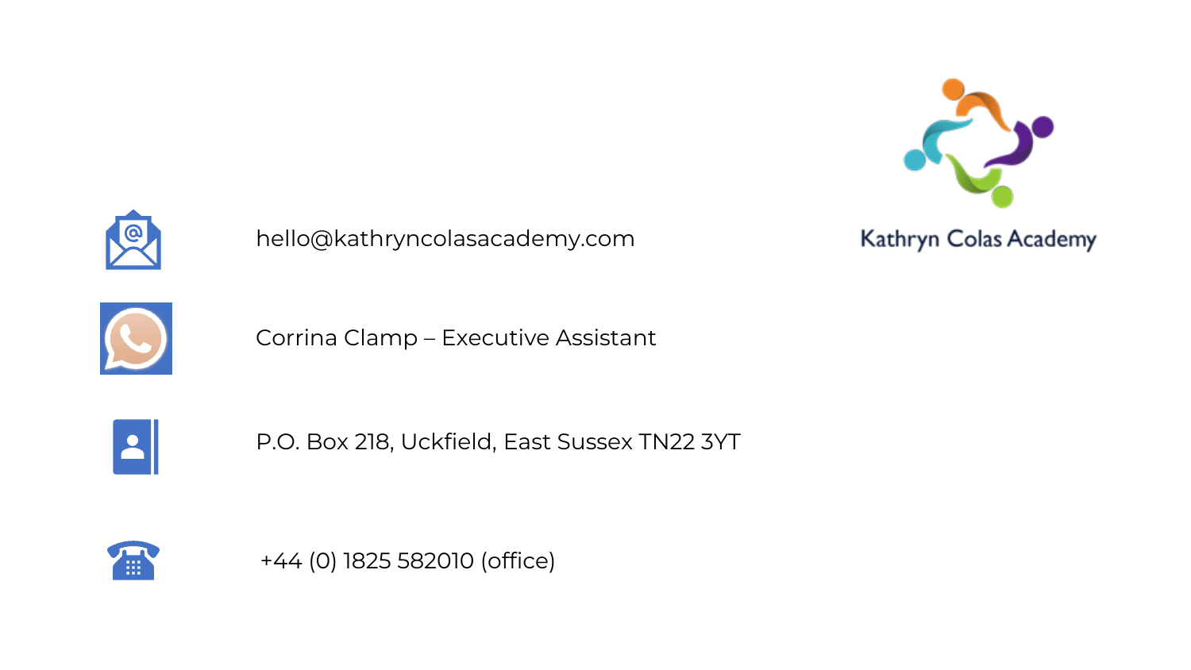Kathryn Colas Academy

hello@kathryncolasacademy.com

Corrina Clamp – Executive Assistant

P.O. Box 218, Uckfield, East Sussex TN22 3YT

+44 (0) 1825 582010 (office)